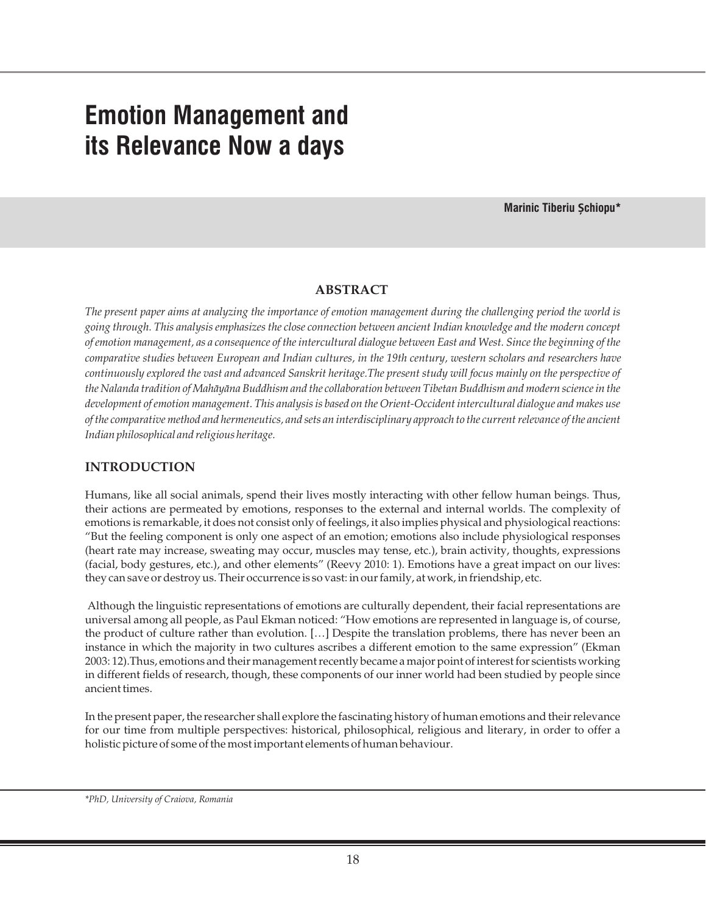# Emotion Management and its Relevance Now a days

**Marinic Tiberiu Șchiopu***

## ABSTRACT

*The present paper aims at analyzing the importance of emotion management during the challenging period the world is going through. This analysis emphasizes the close connection between ancient Indian knowledge and the modern concept of emotion management, as a consequence of the intercultural dialogue between East and West. Since the beginning of the comparative studies between European and Indian cultures, in the 19th century, western scholars and researchers have continuously explored the vast and advanced Sanskrit heritage.The present study will focus mainly on the perspective of the Nalanda tradition of Mahāyāna Buddhism and the collaboration between Tibetan Buddhism and modern science in the development of emotion management. This analysis is based on the Orient-Occident intercultural dialogue and makes use of the comparative method and hermeneutics, and sets an interdisciplinary approach to the current relevance of the ancient Indian philosophical and religious heritage.*

## INTRODUCTION

Humans, like all social animals, spend their lives mostly interacting with other fellow human beings. Thus, their actions are permeated by emotions, responses to the external and internal worlds. The complexity of emotions is remarkable, it does not consist only of feelings, it also implies physical and physiological reactions: "But the feeling component is only one aspect of an emotion; emotions also include physiological responses (heart rate may increase, sweating may occur, muscles may tense, etc.), brain activity, thoughts, expressions (facial, body gestures, etc.), and other elements" (Reevy 2010: 1). Emotions have a great impact on our lives: they can save or destroy us. Their occurrence is so vast: in our family, at work, in friendship, etc.

Although the linguistic representations of emotions are culturally dependent, their facial representations are universal among all people, as Paul Ekman noticed: "How emotions are represented in language is, of course, the product of culture rather than evolution. […] Despite the translation problems, there has never been an instance in which the majority in two cultures ascribes a different emotion to the same expression" (Ekman 2003: 12).Thus, emotions and their management recently became a major point of interest for scientists working in different fields of research, though, these components of our inner world had been studied by people since ancient times.

In the present paper, the researcher shall explore the fascinating history of human emotions and their relevance for our time from multiple perspectives: historical, philosophical, religious and literary, in order to offer a holistic picture of some of the most important elements of human behaviour.

*\*PhD, University of Craiova, Romania*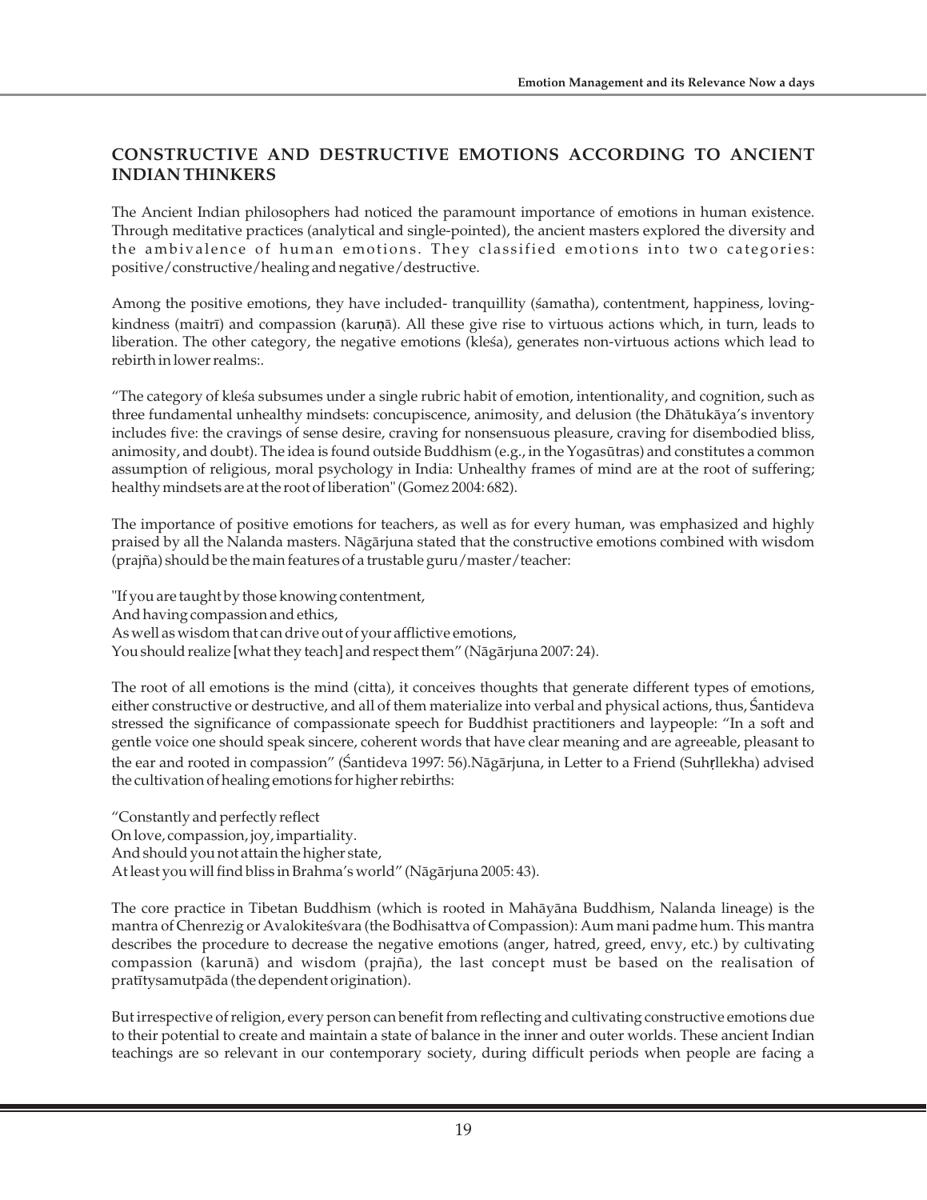## CONSTRUCTIVE AND DESTRUCTIVE EMOTIONS ACCORDING TO ANCIENT INDIAN THINKERS

The Ancient Indian philosophers had noticed the paramount importance of emotions in human existence. Through meditative practices (analytical and single-pointed), the ancient masters explored the diversity and the ambivalence of human emotions. They classified emotions into two categories: positive/constructive/healing and negative/destructive.

Among the positive emotions, they have included- tranquillity (śamatha), contentment, happiness, loving-kindness (maitrī) and compassion (karuṇā). All these give rise to virtuous actions which, in turn, leads to liberation. The other category, the negative emotions (kleśa), generates non-virtuous actions which lead to rebirth in lower realms:.

"The category of kleśa subsumes under a single rubric habit of emotion, intentionality, and cognition, such as three fundamental unhealthy mindsets: concupiscence, animosity, and delusion (the Dhātukāya's inventory includes five: the cravings of sense desire, craving for nonsensuous pleasure, craving for disembodied bliss, animosity, and doubt). The idea is found outside Buddhism (e.g., in the Yogasūtras) and constitutes a common assumption of religious, moral psychology in India: Unhealthy frames of mind are at the root of suffering; healthy mindsets are at the root of liberation" (Gomez 2004: 682).

The importance of positive emotions for teachers, as well as for every human, was emphasized and highly praised by all the Nalanda masters. Nāgārjuna stated that the constructive emotions combined with wisdom (prajña) should be the main features of a trustable guru/master/teacher:

"If you are taught by those knowing contentment,  
And having compassion and ethics,  
As well as wisdom that can drive out of your afflictive emotions,  
You should realize [what they teach] and respect them" (Nāgārjuna 2007: 24).

The root of all emotions is the mind (citta), it conceives thoughts that generate different types of emotions, either constructive or destructive, and all of them materialize into verbal and physical actions, thus, Śantideva stressed the significance of compassionate speech for Buddhist practitioners and laypeople: "In a soft and gentle voice one should speak sincere, coherent words that have clear meaning and are agreeable, pleasant to the ear and rooted in compassion" (Śantideva 1997: 56).Nāgārjuna, in Letter to a Friend (Suhṛllekha) advised the cultivation of healing emotions for higher rebirths:

"Constantly and perfectly reflect  
On love, compassion, joy, impartiality.  
And should you not attain the higher state,  
At least you will find bliss in Brahma's world" (Nāgārjuna 2005: 43).

The core practice in Tibetan Buddhism (which is rooted in Mahāyāna Buddhism, Nalanda lineage) is the mantra of Chenrezig or Avalokiteśvara (the Bodhisattva of Compassion): Aum mani padme hum. This mantra describes the procedure to decrease the negative emotions (anger, hatred, greed, envy, etc.) by cultivating compassion (karunā) and wisdom (prajña), the last concept must be based on the realisation of pratītysamutpāda (the dependent origination).

But irrespective of religion, every person can benefit from reflecting and cultivating constructive emotions due to their potential to create and maintain a state of balance in the inner and outer worlds. These ancient Indian teachings are so relevant in our contemporary society, during difficult periods when people are facing a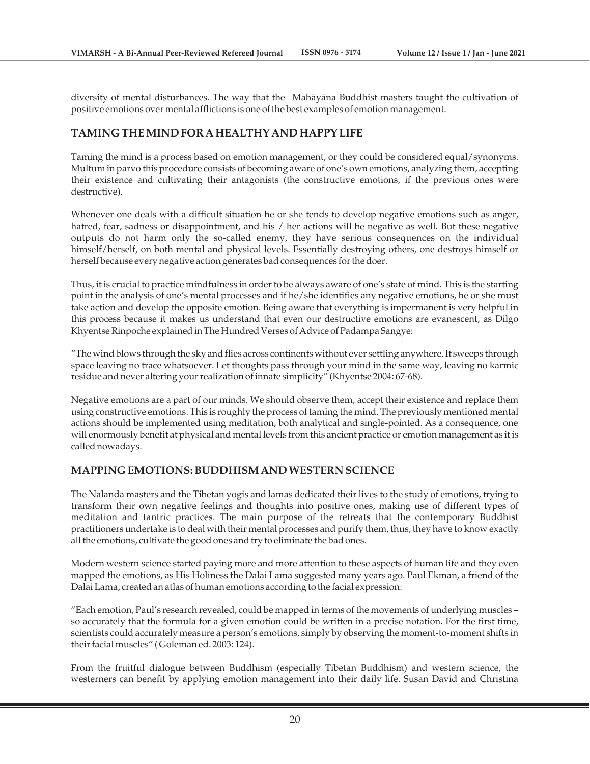diversity of mental disturbances. The way that the Mahāyāna Buddhist masters taught the cultivation of positive emotions over mental afflictions is one of the best examples of emotion management.

## TAMING THE MIND FOR A HEALTHY AND HAPPY LIFE

Taming the mind is a process based on emotion management, or they could be considered equal/synonyms. Multum in parvo this procedure consists of becoming aware of one's own emotions, analyzing them, accepting their existence and cultivating their antagonists (the constructive emotions, if the previous ones were destructive).

Whenever one deals with a difficult situation he or she tends to develop negative emotions such as anger, hatred, fear, sadness or disappointment, and his / her actions will be negative as well. But these negative outputs do not harm only the so-called enemy, they have serious consequences on the individual himself/herself, on both mental and physical levels. Essentially destroying others, one destroys himself or herself because every negative action generates bad consequences for the doer.

Thus, it is crucial to practice mindfulness in order to be always aware of one's state of mind. This is the starting point in the analysis of one's mental processes and if he/she identifies any negative emotions, he or she must take action and develop the opposite emotion. Being aware that everything is impermanent is very helpful in this process because it makes us understand that even our destructive emotions are evanescent, as Dilgo Khyentse Rinpoche explained in The Hundred Verses of Advice of Padampa Sangye:

"The wind blows through the sky and flies across continents without ever settling anywhere. It sweeps through space leaving no trace whatsoever. Let thoughts pass through your mind in the same way, leaving no karmic residue and never altering your realization of innate simplicity" (Khyentse 2004: 67-68).

Negative emotions are a part of our minds. We should observe them, accept their existence and replace them using constructive emotions. This is roughly the process of taming the mind. The previously mentioned mental actions should be implemented using meditation, both analytical and single-pointed. As a consequence, one will enormously benefit at physical and mental levels from this ancient practice or emotion management as it is called nowadays.

## MAPPING EMOTIONS: BUDDHISM AND WESTERN SCIENCE

The Nalanda masters and the Tibetan yogis and lamas dedicated their lives to the study of emotions, trying to transform their own negative feelings and thoughts into positive ones, making use of different types of meditation and tantric practices. The main purpose of the retreats that the contemporary Buddhist practitioners undertake is to deal with their mental processes and purify them, thus, they have to know exactly all the emotions, cultivate the good ones and try to eliminate the bad ones.

Modern western science started paying more and more attention to these aspects of human life and they even mapped the emotions, as His Holiness the Dalai Lama suggested many years ago. Paul Ekman, a friend of the Dalai Lama, created an atlas of human emotions according to the facial expression:

"Each emotion, Paul's research revealed, could be mapped in terms of the movements of underlying muscles – so accurately that the formula for a given emotion could be written in a precise notation. For the first time, scientists could accurately measure a person's emotions, simply by observing the moment-to-moment shifts in their facial muscles" (Goleman ed. 2003: 124).

From the fruitful dialogue between Buddhism (especially Tibetan Buddhism) and western science, the westerners can benefit by applying emotion management into their daily life. Susan David and Christina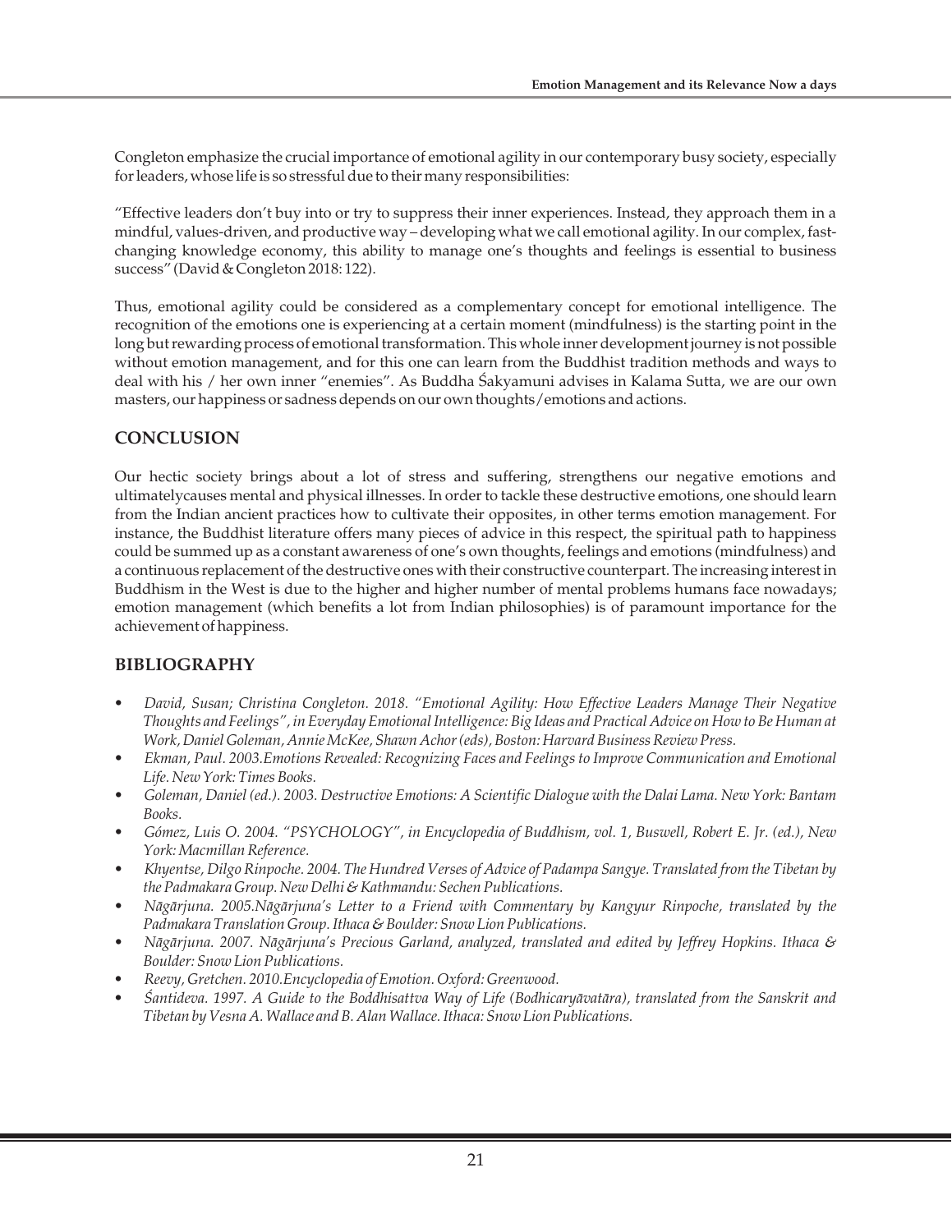Congleton emphasize the crucial importance of emotional agility in our contemporary busy society, especially for leaders, whose life is so stressful due to their many responsibilities:

"Effective leaders don't buy into or try to suppress their inner experiences. Instead, they approach them in a mindful, values-driven, and productive way – developing what we call emotional agility. In our complex, fast-changing knowledge economy, this ability to manage one's thoughts and feelings is essential to business success" (David & Congleton 2018: 122).

Thus, emotional agility could be considered as a complementary concept for emotional intelligence. The recognition of the emotions one is experiencing at a certain moment (mindfulness) is the starting point in the long but rewarding process of emotional transformation. This whole inner development journey is not possible without emotion management, and for this one can learn from the Buddhist tradition methods and ways to deal with his / her own inner "enemies". As Buddha Śakyamuni advises in Kalama Sutta, we are our own masters, our happiness or sadness depends on our own thoughts/emotions and actions.

## CONCLUSION

Our hectic society brings about a lot of stress and suffering, strengthens our negative emotions and ultimatelycauses mental and physical illnesses. In order to tackle these destructive emotions, one should learn from the Indian ancient practices how to cultivate their opposites, in other terms emotion management. For instance, the Buddhist literature offers many pieces of advice in this respect, the spiritual path to happiness could be summed up as a constant awareness of one's own thoughts, feelings and emotions (mindfulness) and a continuous replacement of the destructive ones with their constructive counterpart. The increasing interest in Buddhism in the West is due to the higher and higher number of mental problems humans face nowadays; emotion management (which benefits a lot from Indian philosophies) is of paramount importance for the achievement of happiness.

## BIBLIOGRAPHY

- *David, Susan; Christina Congleton. 2018. "Emotional Agility: How Effective Leaders Manage Their Negative Thoughts and Feelings", in Everyday Emotional Intelligence: Big Ideas and Practical Advice on How to Be Human at Work, Daniel Goleman, Annie McKee, Shawn Achor (eds), Boston: Harvard Business Review Press.*
- *Ekman, Paul. 2003.Emotions Revealed: Recognizing Faces and Feelings to Improve Communication and Emotional Life. New York: Times Books.*
- *Goleman, Daniel (ed.). 2003. Destructive Emotions: A Scientific Dialogue with the Dalai Lama. New York: Bantam Books.*
- *Gómez, Luis O. 2004. "PSYCHOLOGY", in Encyclopedia of Buddhism, vol. 1, Buswell, Robert E. Jr. (ed.), New York: Macmillan Reference.*
- *Khyentse, Dilgo Rinpoche. 2004. The Hundred Verses of Advice of Padampa Sangye. Translated from the Tibetan by the Padmakara Group. New Delhi & Kathmandu: Sechen Publications.*
- *Nāgārjuna. 2005.Nāgārjuna's Letter to a Friend with Commentary by Kangyur Rinpoche, translated by the Padmakara Translation Group. Ithaca & Boulder: Snow Lion Publications.*
- *Nāgārjuna. 2007. Nāgārjuna's Precious Garland, analyzed, translated and edited by Jeffrey Hopkins. Ithaca & Boulder: Snow Lion Publications.*
- *Reevy, Gretchen. 2010.Encyclopedia of Emotion. Oxford: Greenwood.*
- *Śantideva. 1997. A Guide to the Boddhisattva Way of Life (Bodhicaryāvatāra), translated from the Sanskrit and Tibetan by Vesna A. Wallace and B. Alan Wallace. Ithaca: Snow Lion Publications.*